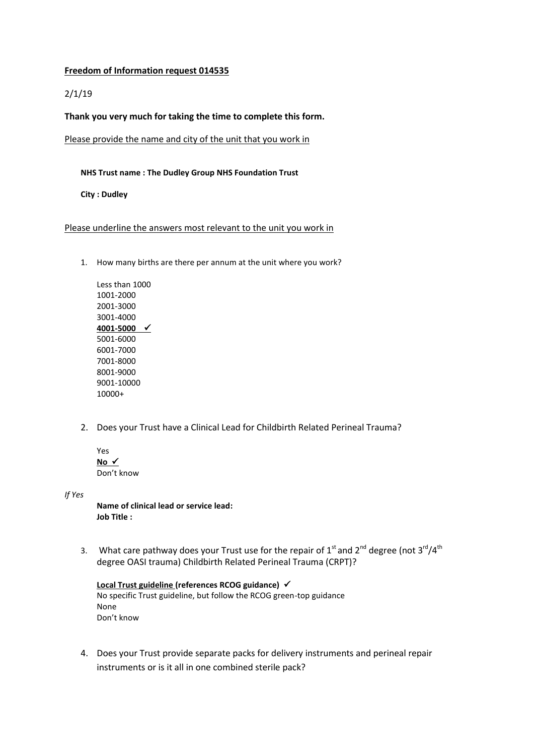**<u>Freedom of Information request 014535</u>**

2/1/19

**Thank you very much for taking the time to complete this form.**

<u>Please provide the name and city of the unit that you work in</u>

**NHS Trust name : The Dudley Group NHS Foundation Trust**

**City : Dudley**

<u>Please underline the answers most relevant to the unit you work in</u>

1. How many births are there per annum at the unit where you work?

   Less than 1000
   1001-2000
   2001-3000
   3001-4000
   **<u>4001-5000</u>** ✓
   5001-6000
   6001-7000
   7001-8000
   8001-9000
   9001-10000
   10000+

2. Does your Trust have a Clinical Lead for Childbirth Related Perineal Trauma?

   Yes
   **<u>No</u>** ✓
   Don't know

*If Yes*

**Name of clinical lead or service lead:**
**Job Title :**

3. What care pathway does your Trust use for the repair of 1st and 2nd degree (not 3rd/4th degree OASI trauma) Childbirth Related Perineal Trauma (CRPT)?

   **<u>Local Trust guideline</u> (references RCOG guidance)** ✓
   No specific Trust guideline, but follow the RCOG green-top guidance
   None
   Don't know

4. Does your Trust provide separate packs for delivery instruments and perineal repair instruments or is it all in one combined sterile pack?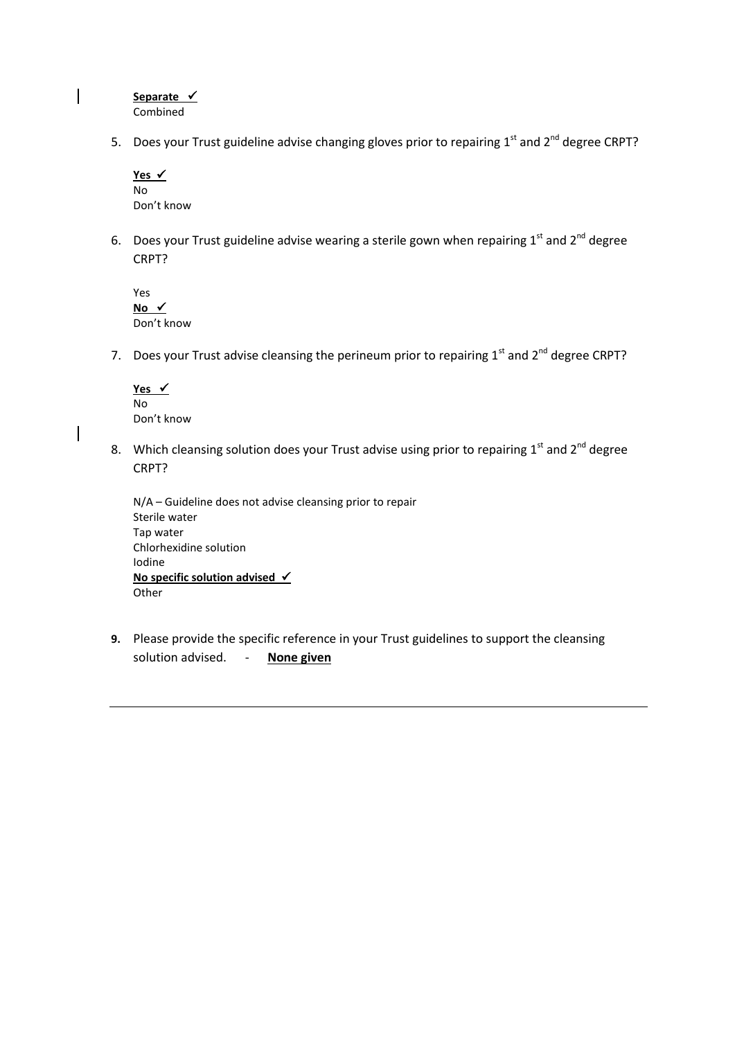**Separate ✓**
Combined

5. Does your Trust guideline advise changing gloves prior to repairing 1st and 2nd degree CRPT?

   **Yes ✓**
   No
   Don't know

6. Does your Trust guideline advise wearing a sterile gown when repairing 1st and 2nd degree CRPT?

   Yes
   **No ✓**
   Don't know

7. Does your Trust advise cleansing the perineum prior to repairing 1st and 2nd degree CRPT?

   **Yes ✓**
   No
   Don't know

8. Which cleansing solution does your Trust advise using prior to repairing 1st and 2nd degree CRPT?

   N/A – Guideline does not advise cleansing prior to repair
   Sterile water
   Tap water
   Chlorhexidine solution
   Iodine
   **No specific solution advised ✓**
   Other

9. Please provide the specific reference in your Trust guidelines to support the cleansing solution advised. - **None given**

---